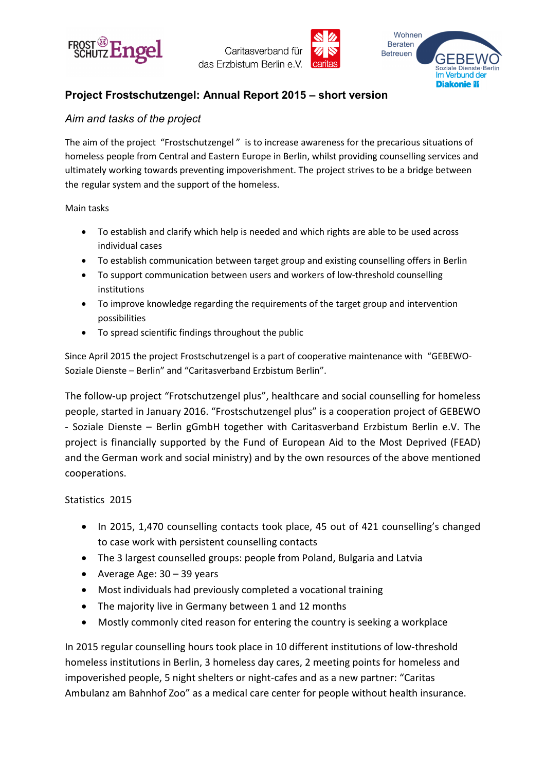FROST SCHUTZ Engel

Caritasverband für das Erzbistum Berlin e.V. caritas

Wohnen Beraten Betreuen GEBEWO Soziale Dienste·Berlin Im Verbund der Diakonie

# Project Frostschutzengel: Annual Report 2015 – short version

## *Aim and tasks of the project*

The aim of the project "Frostschutzengel" is to increase awareness for the precarious situations of homeless people from Central and Eastern Europe in Berlin, whilst providing counselling services and ultimately working towards preventing impoverishment. The project strives to be a bridge between the regular system and the support of the homeless.

Main tasks

- To establish and clarify which help is needed and which rights are able to be used across individual cases
- To establish communication between target group and existing counselling offers in Berlin
- To support communication between users and workers of low-threshold counselling institutions
- To improve knowledge regarding the requirements of the target group and intervention possibilities
- To spread scientific findings throughout the public

Since April 2015 the project Frostschutzengel is a part of cooperative maintenance with "GEBEWO-Soziale Dienste – Berlin" and "Caritasverband Erzbistum Berlin".

The follow-up project "Frotschutzengel plus", healthcare and social counselling for homeless people, started in January 2016. "Frostschutzengel plus" is a cooperation project of GEBEWO - Soziale Dienste – Berlin gGmbH together with Caritasverband Erzbistum Berlin e.V. The project is financially supported by the Fund of European Aid to the Most Deprived (FEAD) and the German work and social ministry) and by the own resources of the above mentioned cooperations.

Statistics 2015

- In 2015, 1,470 counselling contacts took place, 45 out of 421 counselling's changed to case work with persistent counselling contacts
- The 3 largest counselled groups: people from Poland, Bulgaria and Latvia
- Average Age: 30 – 39 years
- Most individuals had previously completed a vocational training
- The majority live in Germany between 1 and 12 months
- Mostly commonly cited reason for entering the country is seeking a workplace

In 2015 regular counselling hours took place in 10 different institutions of low-threshold homeless institutions in Berlin, 3 homeless day cares, 2 meeting points for homeless and impoverished people, 5 night shelters or night-cafes and as a new partner: "Caritas Ambulanz am Bahnhof Zoo" as a medical care center for people without health insurance.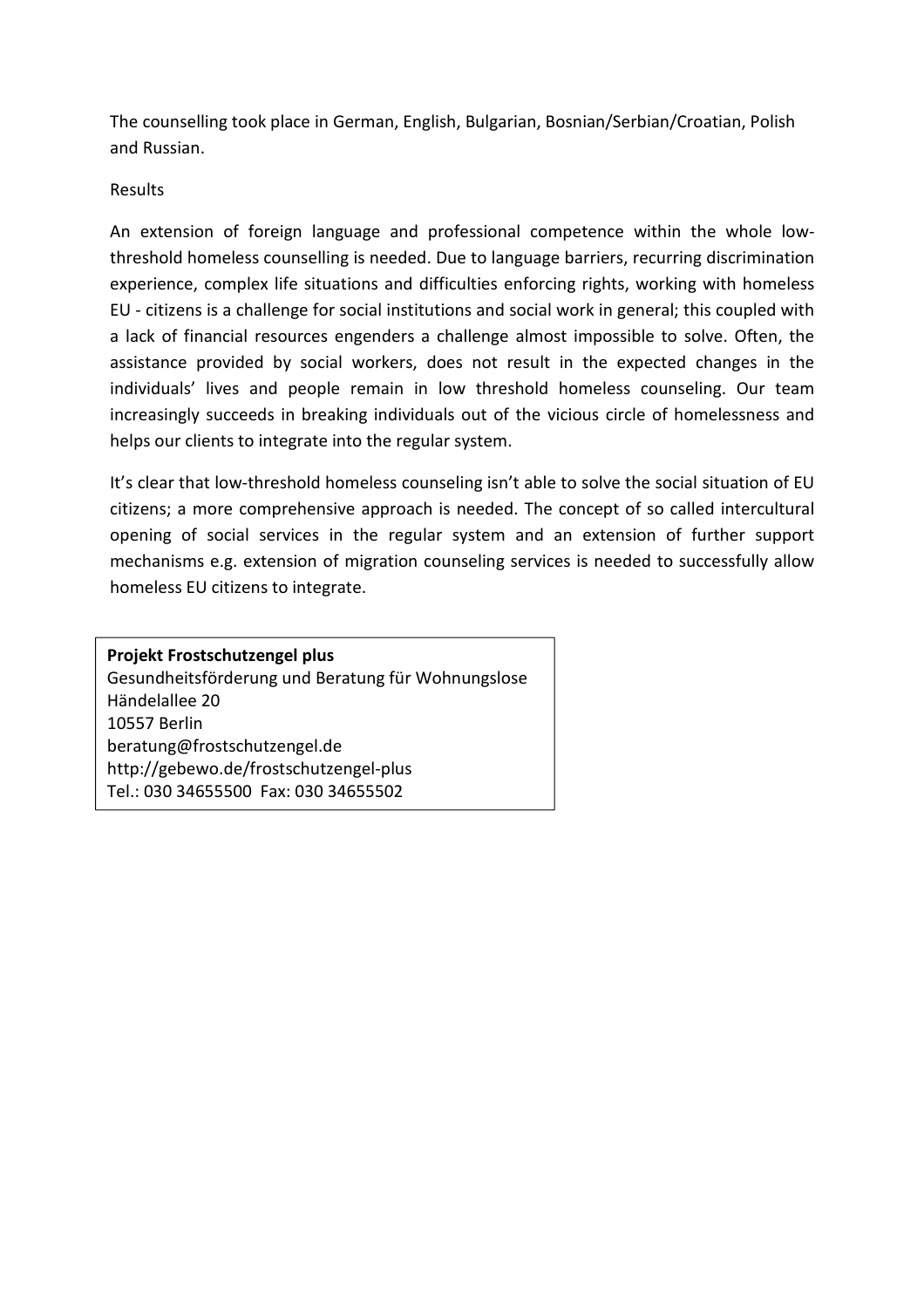The counselling took place in German, English, Bulgarian, Bosnian/Serbian/Croatian, Polish and Russian.

## Results

An extension of foreign language and professional competence within the whole low-threshold homeless counselling is needed. Due to language barriers, recurring discrimination experience, complex life situations and difficulties enforcing rights, working with homeless EU - citizens is a challenge for social institutions and social work in general; this coupled with a lack of financial resources engenders a challenge almost impossible to solve. Often, the assistance provided by social workers, does not result in the expected changes in the individuals' lives and people remain in low threshold homeless counseling. Our team increasingly succeeds in breaking individuals out of the vicious circle of homelessness and helps our clients to integrate into the regular system.

It's clear that low-threshold homeless counseling isn't able to solve the social situation of EU citizens; a more comprehensive approach is needed. The concept of so called intercultural opening of social services in the regular system and an extension of further support mechanisms e.g. extension of migration counseling services is needed to successfully allow homeless EU citizens to integrate.

**Projekt Frostschutzengel plus**
Gesundheitsförderung und Beratung für Wohnungslose
Händelallee 20
10557 Berlin
beratung@frostschutzengel.de
http://gebewo.de/frostschutzengel-plus
Tel.: 030 34655500 Fax: 030 34655502